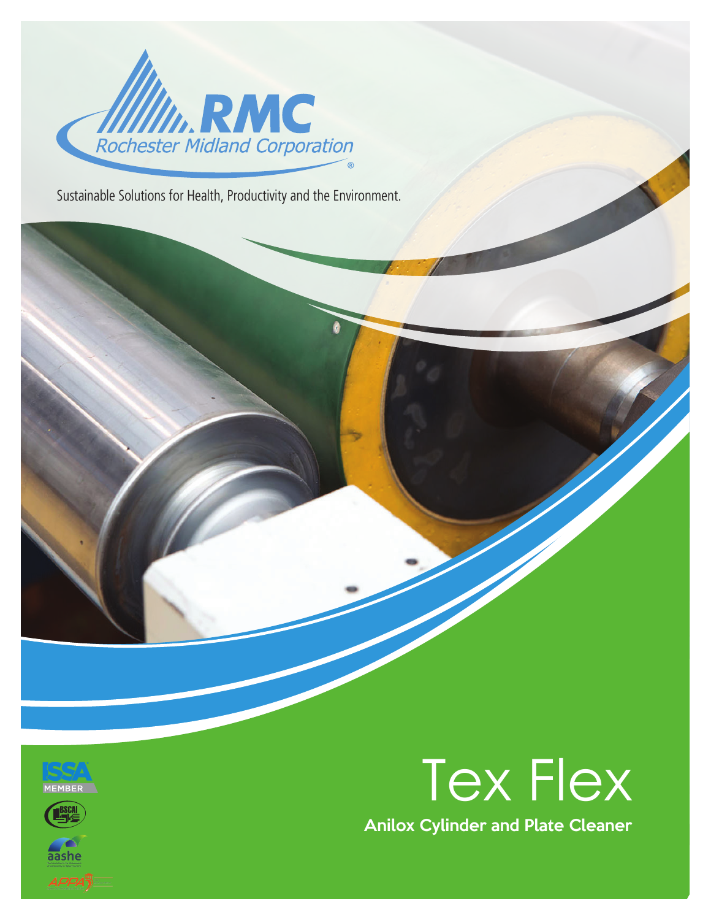RMC

Rochester Midland Corporation

Sustainable Solutions for Health, Productivity and the Environment.

# Tex Flex

## Anilox Cylinder and Plate Cleaner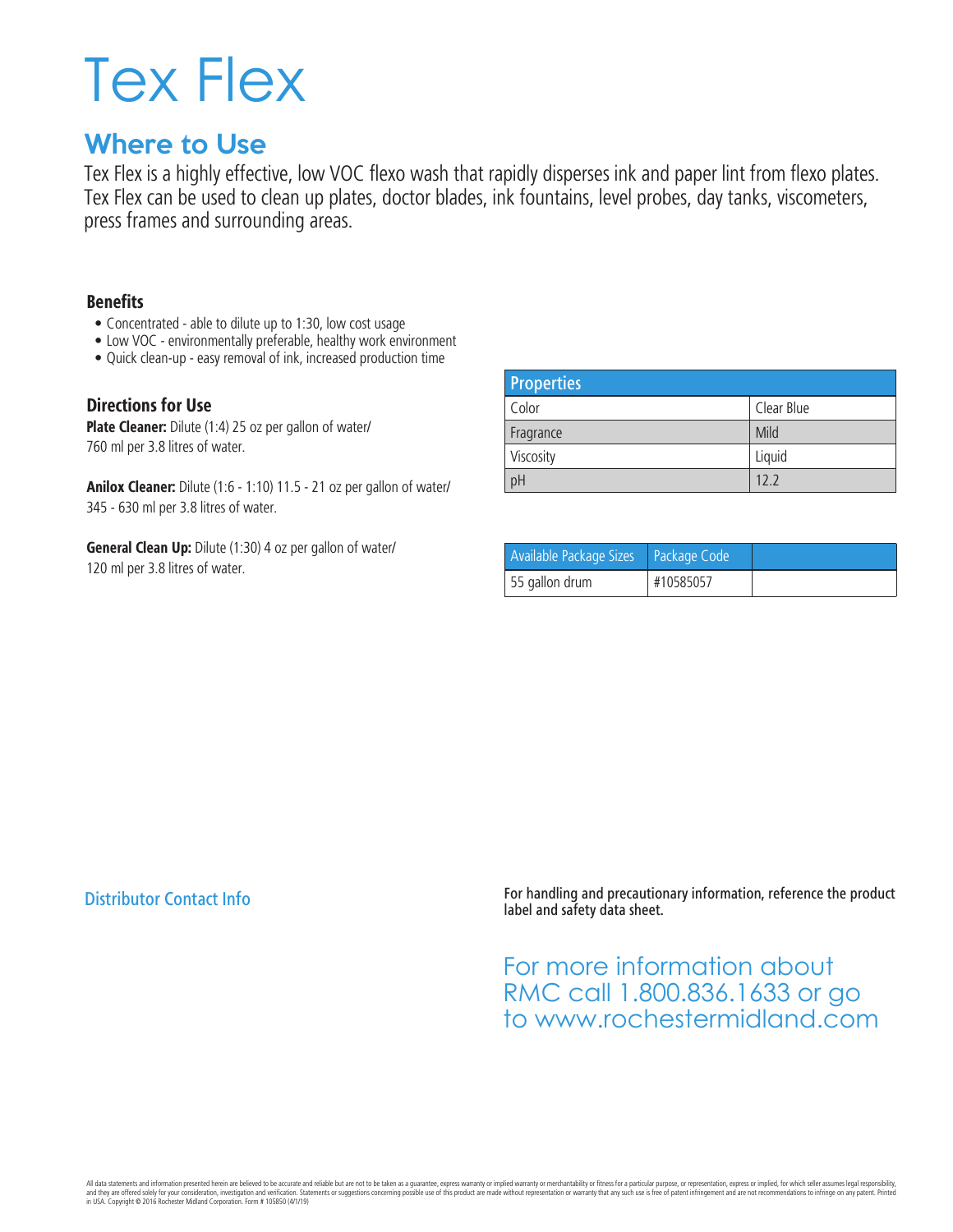# Tex Flex

## Where to Use

Tex Flex is a highly effective, low VOC flexo wash that rapidly disperses ink and paper lint from flexo plates. Tex Flex can be used to clean up plates, doctor blades, ink fountains, level probes, day tanks, viscometers, press frames and surrounding areas.

### Benefits

- Concentrated - able to dilute up to 1:30, low cost usage
- Low VOC - environmentally preferable, healthy work environment
- Quick clean-up - easy removal of ink, increased production time

### Directions for Use

**Plate Cleaner:** Dilute (1:4) 25 oz per gallon of water/ 760 ml per 3.8 litres of water.

**Anilox Cleaner:** Dilute (1:6 - 1:10) 11.5 - 21 oz per gallon of water/ 345 - 630 ml per 3.8 litres of water.

**General Clean Up:** Dilute (1:30) 4 oz per gallon of water/ 120 ml per 3.8 litres of water.

| Properties | |
|---|---|
| Color | Clear Blue |
| Fragrance | Mild |
| Viscosity | Liquid |
| pH | 12.2 |

| Available Package Sizes | Package Code | |
|---|---|---|
| 55 gallon drum | #10585057 | |

Distributor Contact Info

**For handling and precautionary information, reference the product label and safety data sheet.**

For more information about RMC call 1.800.836.1633 or go to www.rochestermidland.com

All data statements and information presented herein are believed to be accurate and reliable but are not to be taken as a guarantee, express warranty or implied warranty or merchantability or fitness for a particular purpose, or representation, express or implied, for which seller assumes legal responsibility, and they are offered solely for your consideration, investigation and verification. Statements or suggestions concerning possible use of this product are made without representation or warranty that any such use is free of patent infringement and are not recommendations to infringe on any patent. Printed in USA. Copyright © 2016 Rochester Midland Corporation. Form # 105850 (4/1/19)